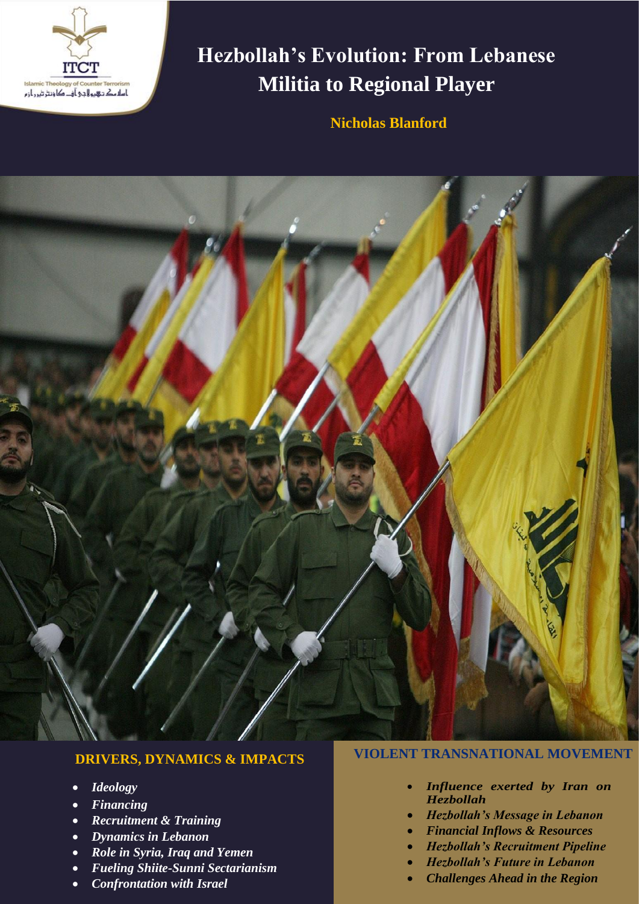ITCT

Islamic Theology of Counter Terrorism

اسلامک تھیولوجی آف کاؤنٹر ٹیررازم

# Hezbollah's Evolution: From Lebanese Militia to Regional Player

**Nicholas Blanford**

## DRIVERS, DYNAMICS & IMPACTS

- *Ideology*
- *Financing*
- *Recruitment & Training*
- *Dynamics in Lebanon*
- *Role in Syria, Iraq and Yemen*
- *Fueling Shiite-Sunni Sectarianism*
- *Confrontation with Israel*

## VIOLENT TRANSNATIONAL MOVEMENT

- *Influence exerted by Iran on Hezbollah*
- *Hezbollah's Message in Lebanon*
- *Financial Inflows & Resources*
- *Hezbollah's Recruitment Pipeline*
- *Hezbollah's Future in Lebanon*
- *Challenges Ahead in the Region*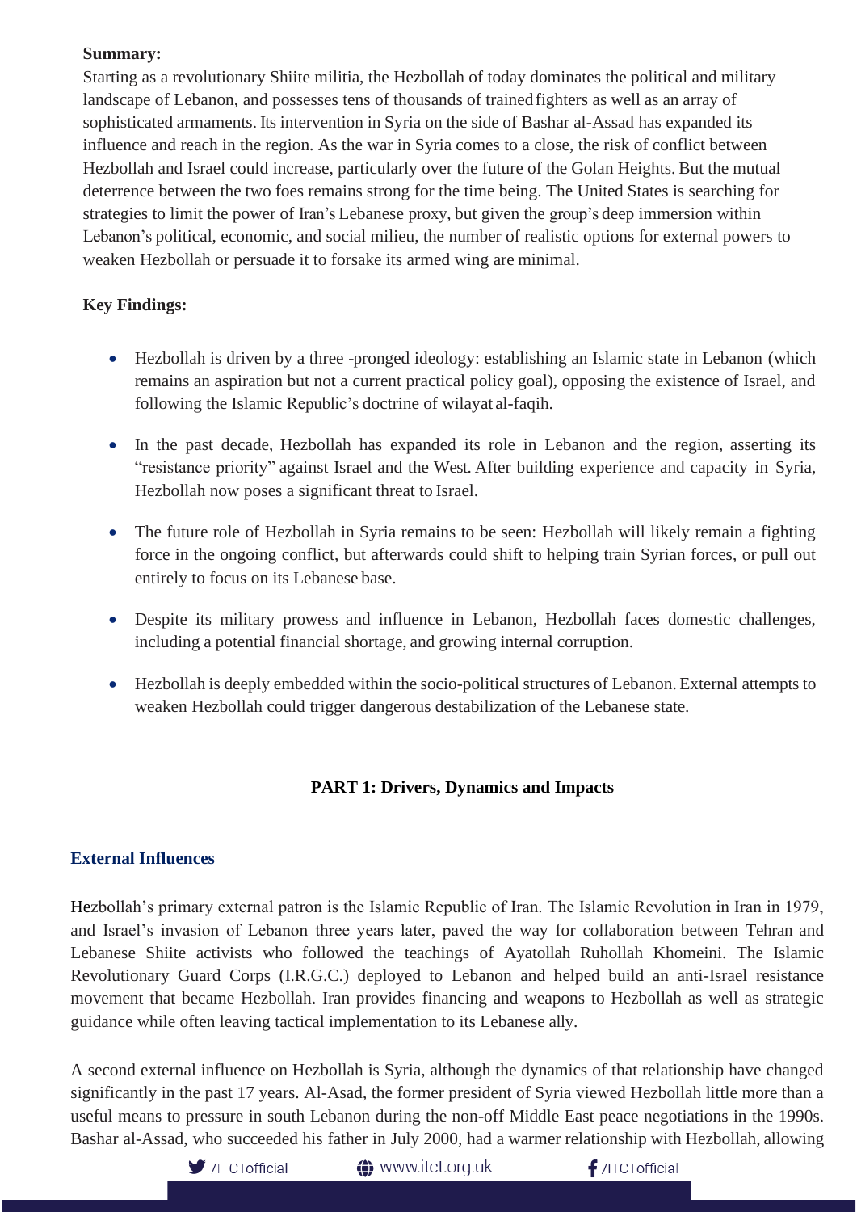**Summary:**

Starting as a revolutionary Shiite militia, the Hezbollah of today dominates the political and military landscape of Lebanon, and possesses tens of thousands of trained fighters as well as an array of sophisticated armaments. Its intervention in Syria on the side of Bashar al-Assad has expanded its influence and reach in the region. As the war in Syria comes to a close, the risk of conflict between Hezbollah and Israel could increase, particularly over the future of the Golan Heights. But the mutual deterrence between the two foes remains strong for the time being. The United States is searching for strategies to limit the power of Iran's Lebanese proxy, but given the group's deep immersion within Lebanon's political, economic, and social milieu, the number of realistic options for external powers to weaken Hezbollah or persuade it to forsake its armed wing are minimal.

**Key Findings:**

- Hezbollah is driven by a three -pronged ideology: establishing an Islamic state in Lebanon (which remains an aspiration but not a current practical policy goal), opposing the existence of Israel, and following the Islamic Republic's doctrine of wilayat al-faqih.
- In the past decade, Hezbollah has expanded its role in Lebanon and the region, asserting its "resistance priority" against Israel and the West. After building experience and capacity in Syria, Hezbollah now poses a significant threat to Israel.
- The future role of Hezbollah in Syria remains to be seen: Hezbollah will likely remain a fighting force in the ongoing conflict, but afterwards could shift to helping train Syrian forces, or pull out entirely to focus on its Lebanese base.
- Despite its military prowess and influence in Lebanon, Hezbollah faces domestic challenges, including a potential financial shortage, and growing internal corruption.
- Hezbollah is deeply embedded within the socio-political structures of Lebanon. External attempts to weaken Hezbollah could trigger dangerous destabilization of the Lebanese state.

## PART 1: Drivers, Dynamics and Impacts

### External Influences

Hezbollah's primary external patron is the Islamic Republic of Iran. The Islamic Revolution in Iran in 1979, and Israel's invasion of Lebanon three years later, paved the way for collaboration between Tehran and Lebanese Shiite activists who followed the teachings of Ayatollah Ruhollah Khomeini. The Islamic Revolutionary Guard Corps (I.R.G.C.) deployed to Lebanon and helped build an anti-Israel resistance movement that became Hezbollah. Iran provides financing and weapons to Hezbollah as well as strategic guidance while often leaving tactical implementation to its Lebanese ally.

A second external influence on Hezbollah is Syria, although the dynamics of that relationship have changed significantly in the past 17 years. Al-Asad, the former president of Syria viewed Hezbollah little more than a useful means to pressure in south Lebanon during the non-off Middle East peace negotiations in the 1990s. Bashar al-Assad, who succeeded his father in July 2000, had a warmer relationship with Hezbollah, allowing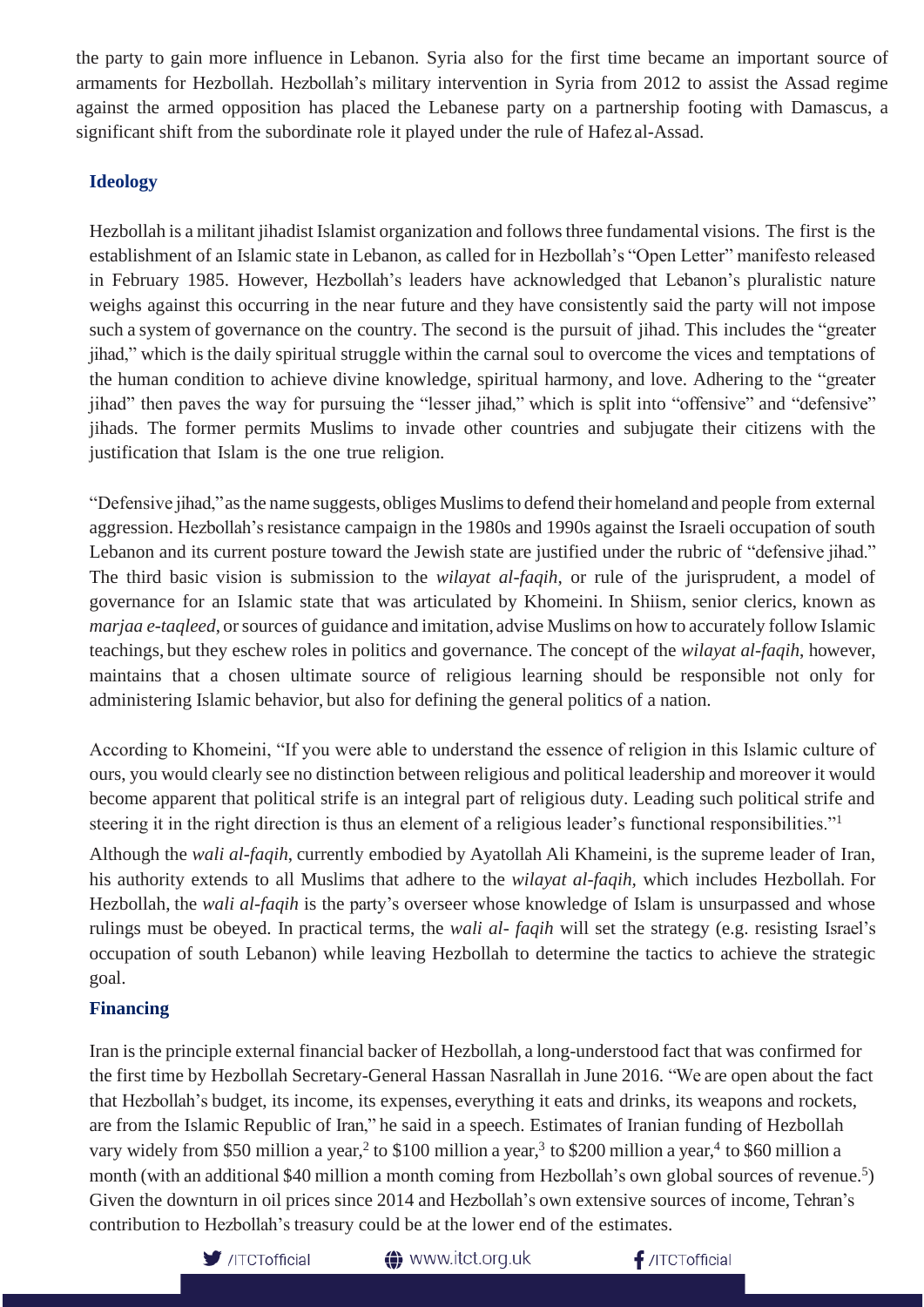the party to gain more influence in Lebanon. Syria also for the first time became an important source of armaments for Hezbollah. Hezbollah's military intervention in Syria from 2012 to assist the Assad regime against the armed opposition has placed the Lebanese party on a partnership footing with Damascus, a significant shift from the subordinate role it played under the rule of Hafez al-Assad.

## Ideology

Hezbollah is a militant jihadist Islamist organization and follows three fundamental visions. The first is the establishment of an Islamic state in Lebanon, as called for in Hezbollah's "Open Letter" manifesto released in February 1985. However, Hezbollah's leaders have acknowledged that Lebanon's pluralistic nature weighs against this occurring in the near future and they have consistently said the party will not impose such a system of governance on the country. The second is the pursuit of jihad. This includes the "greater jihad," which is the daily spiritual struggle within the carnal soul to overcome the vices and temptations of the human condition to achieve divine knowledge, spiritual harmony, and love. Adhering to the "greater jihad" then paves the way for pursuing the "lesser jihad," which is split into "offensive" and "defensive" jihads. The former permits Muslims to invade other countries and subjugate their citizens with the justification that Islam is the one true religion.

"Defensive jihad," as the name suggests, obliges Muslims to defend their homeland and people from external aggression. Hezbollah's resistance campaign in the 1980s and 1990s against the Israeli occupation of south Lebanon and its current posture toward the Jewish state are justified under the rubric of "defensive jihad." The third basic vision is submission to the *wilayat al-faqih*, or rule of the jurisprudent, a model of governance for an Islamic state that was articulated by Khomeini. In Shiism, senior clerics, known as *marjaa e-taqleed*, or sources of guidance and imitation, advise Muslims on how to accurately follow Islamic teachings, but they eschew roles in politics and governance. The concept of the *wilayat al-faqih*, however, maintains that a chosen ultimate source of religious learning should be responsible not only for administering Islamic behavior, but also for defining the general politics of a nation.

According to Khomeini, "If you were able to understand the essence of religion in this Islamic culture of ours, you would clearly see no distinction between religious and political leadership and moreover it would become apparent that political strife is an integral part of religious duty. Leading such political strife and steering it in the right direction is thus an element of a religious leader's functional responsibilities."[1]

Although the *wali al-faqih*, currently embodied by Ayatollah Ali Khameini, is the supreme leader of Iran, his authority extends to all Muslims that adhere to the *wilayat al-faqih*, which includes Hezbollah. For Hezbollah, the *wali al-faqih* is the party's overseer whose knowledge of Islam is unsurpassed and whose rulings must be obeyed. In practical terms, the *wali al- faqih* will set the strategy (e.g. resisting Israel's occupation of south Lebanon) while leaving Hezbollah to determine the tactics to achieve the strategic goal.

## Financing

Iran is the principle external financial backer of Hezbollah, a long-understood fact that was confirmed for the first time by Hezbollah Secretary-General Hassan Nasrallah in June 2016. "We are open about the fact that Hezbollah's budget, its income, its expenses, everything it eats and drinks, its weapons and rockets, are from the Islamic Republic of Iran," he said in a speech. Estimates of Iranian funding of Hezbollah vary widely from \$50 million a year,[2] to \$100 million a year,[3] to \$200 million a year,[4] to \$60 million a month (with an additional \$40 million a month coming from Hezbollah's own global sources of revenue.[5]) Given the downturn in oil prices since 2014 and Hezbollah's own extensive sources of income, Tehran's contribution to Hezbollah's treasury could be at the lower end of the estimates.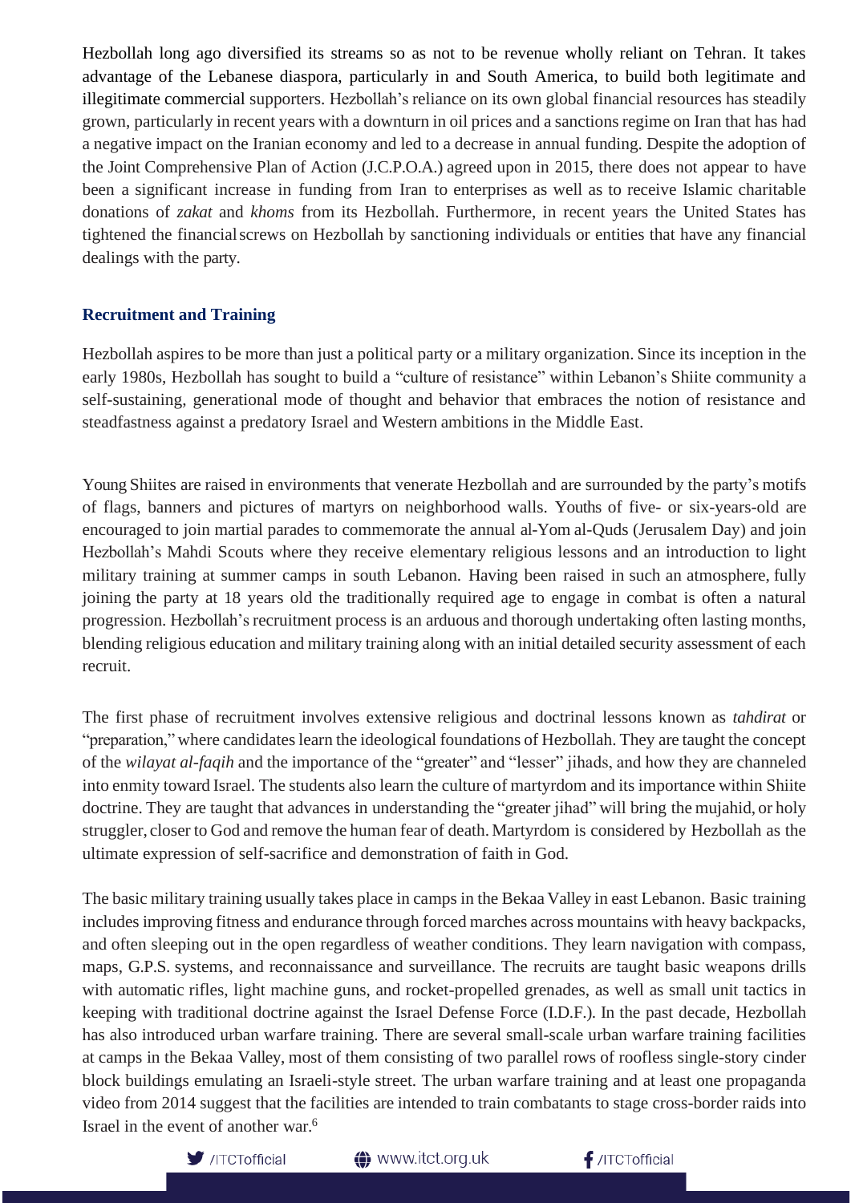Hezbollah long ago diversified its streams so as not to be revenue wholly reliant on Tehran. It takes advantage of the Lebanese diaspora, particularly in and South America, to build both legitimate and illegitimate commercial supporters. Hezbollah's reliance on its own global financial resources has steadily grown, particularly in recent years with a downturn in oil prices and a sanctions regime on Iran that has had a negative impact on the Iranian economy and led to a decrease in annual funding. Despite the adoption of the Joint Comprehensive Plan of Action (J.C.P.O.A.) agreed upon in 2015, there does not appear to have been a significant increase in funding from Iran to enterprises as well as to receive Islamic charitable donations of *zakat* and *khoms* from its Hezbollah. Furthermore, in recent years the United States has tightened the financial screws on Hezbollah by sanctioning individuals or entities that have any financial dealings with the party.

## Recruitment and Training

Hezbollah aspires to be more than just a political party or a military organization. Since its inception in the early 1980s, Hezbollah has sought to build a "culture of resistance" within Lebanon's Shiite community a self-sustaining, generational mode of thought and behavior that embraces the notion of resistance and steadfastness against a predatory Israel and Western ambitions in the Middle East.

Young Shiites are raised in environments that venerate Hezbollah and are surrounded by the party's motifs of flags, banners and pictures of martyrs on neighborhood walls. Youths of five- or six-years-old are encouraged to join martial parades to commemorate the annual al-Yom al-Quds (Jerusalem Day) and join Hezbollah's Mahdi Scouts where they receive elementary religious lessons and an introduction to light military training at summer camps in south Lebanon. Having been raised in such an atmosphere, fully joining the party at 18 years old the traditionally required age to engage in combat is often a natural progression. Hezbollah's recruitment process is an arduous and thorough undertaking often lasting months, blending religious education and military training along with an initial detailed security assessment of each recruit.

The first phase of recruitment involves extensive religious and doctrinal lessons known as *tahdirat* or "preparation," where candidates learn the ideological foundations of Hezbollah. They are taught the concept of the *wilayat al-faqih* and the importance of the "greater" and "lesser" jihads, and how they are channeled into enmity toward Israel. The students also learn the culture of martyrdom and its importance within Shiite doctrine. They are taught that advances in understanding the "greater jihad" will bring the mujahid, or holy struggler, closer to God and remove the human fear of death. Martyrdom is considered by Hezbollah as the ultimate expression of self-sacrifice and demonstration of faith in God.

The basic military training usually takes place in camps in the Bekaa Valley in east Lebanon. Basic training includes improving fitness and endurance through forced marches across mountains with heavy backpacks, and often sleeping out in the open regardless of weather conditions. They learn navigation with compass, maps, G.P.S. systems, and reconnaissance and surveillance. The recruits are taught basic weapons drills with automatic rifles, light machine guns, and rocket-propelled grenades, as well as small unit tactics in keeping with traditional doctrine against the Israel Defense Force (I.D.F.). In the past decade, Hezbollah has also introduced urban warfare training. There are several small-scale urban warfare training facilities at camps in the Bekaa Valley, most of them consisting of two parallel rows of roofless single-story cinder block buildings emulating an Israeli-style street. The urban warfare training and at least one propaganda video from 2014 suggest that the facilities are intended to train combatants to stage cross-border raids into Israel in the event of another war.[6]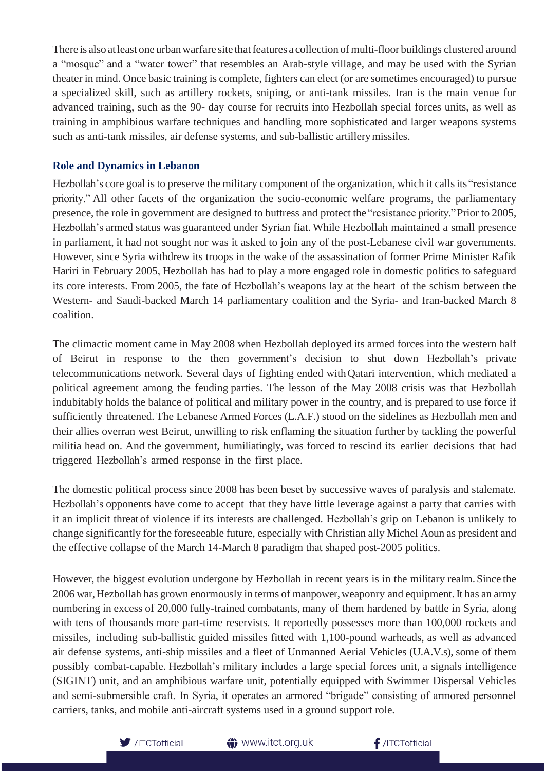There is also at least one urban warfare site that features a collection of multi-floor buildings clustered around a "mosque" and a "water tower" that resembles an Arab-style village, and may be used with the Syrian theater in mind. Once basic training is complete, fighters can elect (or are sometimes encouraged) to pursue a specialized skill, such as artillery rockets, sniping, or anti-tank missiles. Iran is the main venue for advanced training, such as the 90- day course for recruits into Hezbollah special forces units, as well as training in amphibious warfare techniques and handling more sophisticated and larger weapons systems such as anti-tank missiles, air defense systems, and sub-ballistic artillery missiles.

**Role and Dynamics in Lebanon**

Hezbollah's core goal is to preserve the military component of the organization, which it calls its "resistance priority." All other facets of the organization the socio-economic welfare programs, the parliamentary presence, the role in government are designed to buttress and protect the "resistance priority." Prior to 2005, Hezbollah's armed status was guaranteed under Syrian fiat. While Hezbollah maintained a small presence in parliament, it had not sought nor was it asked to join any of the post-Lebanese civil war governments. However, since Syria withdrew its troops in the wake of the assassination of former Prime Minister Rafik Hariri in February 2005, Hezbollah has had to play a more engaged role in domestic politics to safeguard its core interests. From 2005, the fate of Hezbollah's weapons lay at the heart of the schism between the Western- and Saudi-backed March 14 parliamentary coalition and the Syria- and Iran-backed March 8 coalition.

The climactic moment came in May 2008 when Hezbollah deployed its armed forces into the western half of Beirut in response to the then government's decision to shut down Hezbollah's private telecommunications network. Several days of fighting ended with Qatari intervention, which mediated a political agreement among the feuding parties. The lesson of the May 2008 crisis was that Hezbollah indubitably holds the balance of political and military power in the country, and is prepared to use force if sufficiently threatened. The Lebanese Armed Forces (L.A.F.) stood on the sidelines as Hezbollah men and their allies overran west Beirut, unwilling to risk enflaming the situation further by tackling the powerful militia head on. And the government, humiliatingly, was forced to rescind its earlier decisions that had triggered Hezbollah's armed response in the first place.

The domestic political process since 2008 has been beset by successive waves of paralysis and stalemate. Hezbollah's opponents have come to accept that they have little leverage against a party that carries with it an implicit threat of violence if its interests are challenged. Hezbollah's grip on Lebanon is unlikely to change significantly for the foreseeable future, especially with Christian ally Michel Aoun as president and the effective collapse of the March 14-March 8 paradigm that shaped post-2005 politics.

However, the biggest evolution undergone by Hezbollah in recent years is in the military realm. Since the 2006 war, Hezbollah has grown enormously in terms of manpower, weaponry and equipment. It has an army numbering in excess of 20,000 fully-trained combatants, many of them hardened by battle in Syria, along with tens of thousands more part-time reservists. It reportedly possesses more than 100,000 rockets and missiles, including sub-ballistic guided missiles fitted with 1,100-pound warheads, as well as advanced air defense systems, anti-ship missiles and a fleet of Unmanned Aerial Vehicles (U.A.V.s), some of them possibly combat-capable. Hezbollah's military includes a large special forces unit, a signals intelligence (SIGINT) unit, and an amphibious warfare unit, potentially equipped with Swimmer Dispersal Vehicles and semi-submersible craft. In Syria, it operates an armored "brigade" consisting of armored personnel carriers, tanks, and mobile anti-aircraft systems used in a ground support role.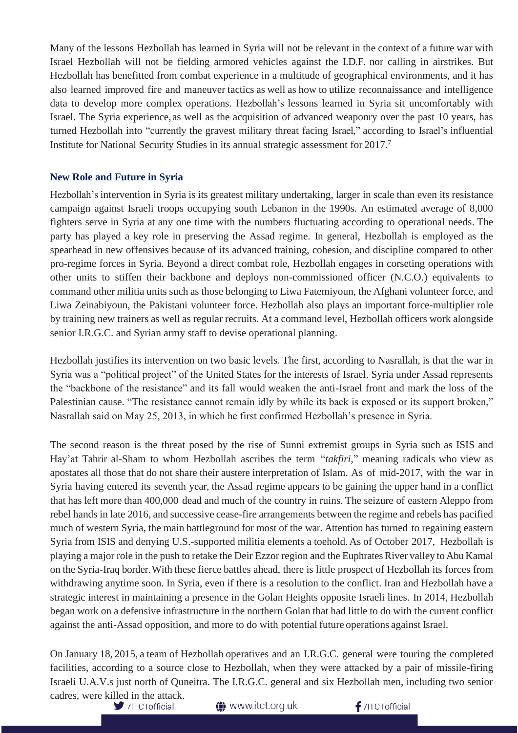Many of the lessons Hezbollah has learned in Syria will not be relevant in the context of a future war with Israel Hezbollah will not be fielding armored vehicles against the I.D.F. nor calling in airstrikes. But Hezbollah has benefitted from combat experience in a multitude of geographical environments, and it has also learned improved fire and maneuver tactics as well as how to utilize reconnaissance and intelligence data to develop more complex operations. Hezbollah's lessons learned in Syria sit uncomfortably with Israel. The Syria experience, as well as the acquisition of advanced weaponry over the past 10 years, has turned Hezbollah into "currently the gravest military threat facing Israel," according to Israel's influential Institute for National Security Studies in its annual strategic assessment for 2017.[7]

### New Role and Future in Syria

Hezbollah's intervention in Syria is its greatest military undertaking, larger in scale than even its resistance campaign against Israeli troops occupying south Lebanon in the 1990s. An estimated average of 8,000 fighters serve in Syria at any one time with the numbers fluctuating according to operational needs. The party has played a key role in preserving the Assad regime. In general, Hezbollah is employed as the spearhead in new offensives because of its advanced training, cohesion, and discipline compared to other pro-regime forces in Syria. Beyond a direct combat role, Hezbollah engages in corseting operations with other units to stiffen their backbone and deploys non-commissioned officer (N.C.O.) equivalents to command other militia units such as those belonging to Liwa Fatemiyoun, the Afghani volunteer force, and Liwa Zeinabiyoun, the Pakistani volunteer force. Hezbollah also plays an important force-multiplier role by training new trainers as well as regular recruits. At a command level, Hezbollah officers work alongside senior I.R.G.C. and Syrian army staff to devise operational planning.

Hezbollah justifies its intervention on two basic levels. The first, according to Nasrallah, is that the war in Syria was a "political project" of the United States for the interests of Israel. Syria under Assad represents the "backbone of the resistance" and its fall would weaken the anti-Israel front and mark the loss of the Palestinian cause. "The resistance cannot remain idly by while its back is exposed or its support broken," Nasrallah said on May 25, 2013, in which he first confirmed Hezbollah's presence in Syria.

The second reason is the threat posed by the rise of Sunni extremist groups in Syria such as ISIS and Hay'at Tahrir al-Sham to whom Hezbollah ascribes the term "*takfiri*," meaning radicals who view as apostates all those that do not share their austere interpretation of Islam. As of mid-2017, with the war in Syria having entered its seventh year, the Assad regime appears to be gaining the upper hand in a conflict that has left more than 400,000 dead and much of the country in ruins. The seizure of eastern Aleppo from rebel hands in late 2016, and successive cease-fire arrangements between the regime and rebels has pacified much of western Syria, the main battleground for most of the war. Attention has turned to regaining eastern Syria from ISIS and denying U.S.-supported militia elements a toehold. As of October 2017, Hezbollah is playing a major role in the push to retake the Deir Ezzor region and the Euphrates River valley to Abu Kamal on the Syria-Iraq border. With these fierce battles ahead, there is little prospect of Hezbollah its forces from withdrawing anytime soon. In Syria, even if there is a resolution to the conflict. Iran and Hezbollah have a strategic interest in maintaining a presence in the Golan Heights opposite Israeli lines. In 2014, Hezbollah began work on a defensive infrastructure in the northern Golan that had little to do with the current conflict against the anti-Assad opposition, and more to do with potential future operations against Israel.

On January 18, 2015, a team of Hezbollah operatives and an I.R.G.C. general were touring the completed facilities, according to a source close to Hezbollah, when they were attacked by a pair of missile-firing Israeli U.A.V.s just north of Quneitra. The I.R.G.C. general and six Hezbollah men, including two senior cadres, were killed in the attack.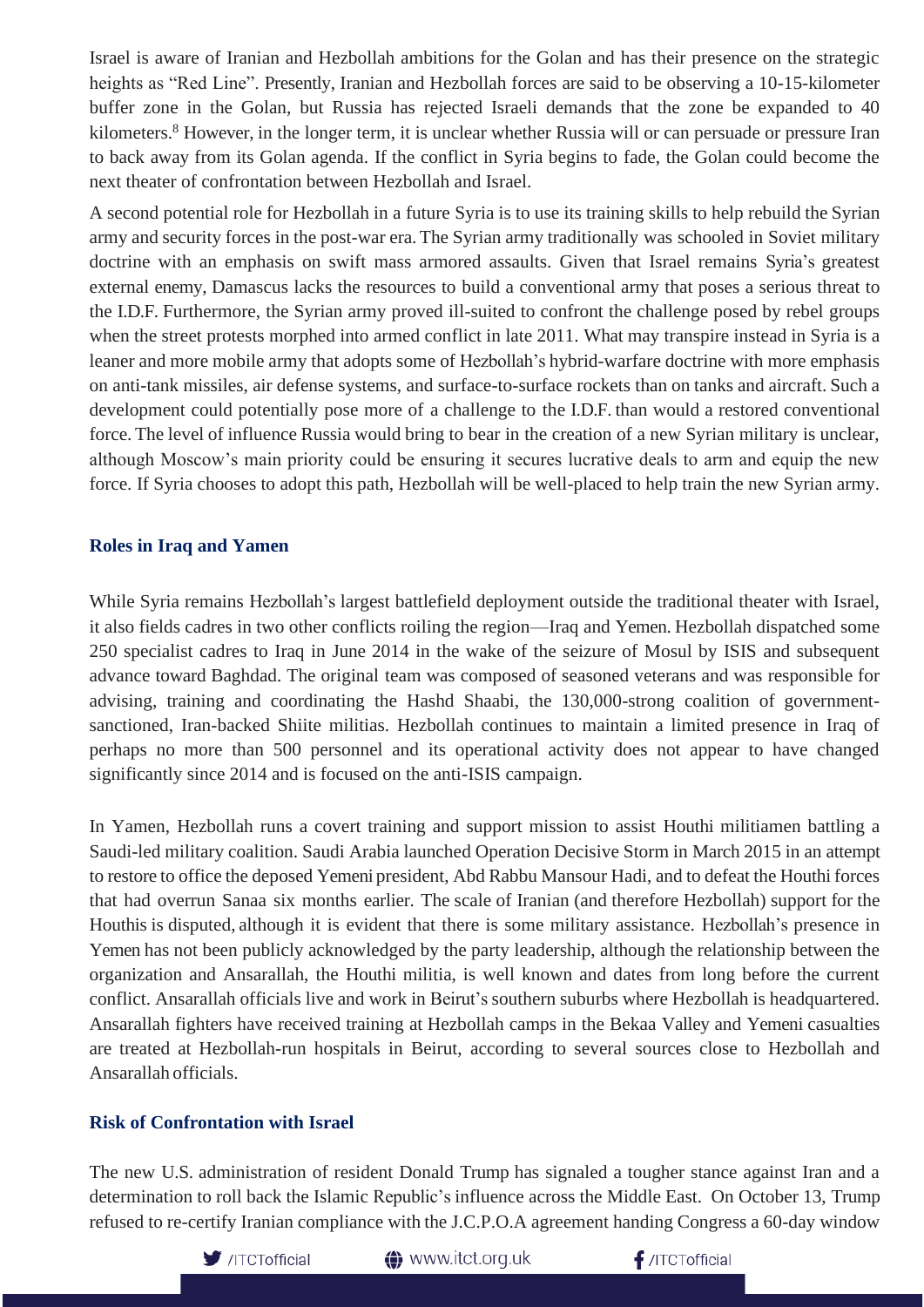Israel is aware of Iranian and Hezbollah ambitions for the Golan and has their presence on the strategic heights as "Red Line". Presently, Iranian and Hezbollah forces are said to be observing a 10-15-kilometer buffer zone in the Golan, but Russia has rejected Israeli demands that the zone be expanded to 40 kilometers.[8] However, in the longer term, it is unclear whether Russia will or can persuade or pressure Iran to back away from its Golan agenda. If the conflict in Syria begins to fade, the Golan could become the next theater of confrontation between Hezbollah and Israel.

A second potential role for Hezbollah in a future Syria is to use its training skills to help rebuild the Syrian army and security forces in the post-war era. The Syrian army traditionally was schooled in Soviet military doctrine with an emphasis on swift mass armored assaults. Given that Israel remains Syria's greatest external enemy, Damascus lacks the resources to build a conventional army that poses a serious threat to the I.D.F. Furthermore, the Syrian army proved ill-suited to confront the challenge posed by rebel groups when the street protests morphed into armed conflict in late 2011. What may transpire instead in Syria is a leaner and more mobile army that adopts some of Hezbollah's hybrid-warfare doctrine with more emphasis on anti-tank missiles, air defense systems, and surface-to-surface rockets than on tanks and aircraft. Such a development could potentially pose more of a challenge to the I.D.F. than would a restored conventional force. The level of influence Russia would bring to bear in the creation of a new Syrian military is unclear, although Moscow's main priority could be ensuring it secures lucrative deals to arm and equip the new force. If Syria chooses to adopt this path, Hezbollah will be well-placed to help train the new Syrian army.

## Roles in Iraq and Yamen

While Syria remains Hezbollah's largest battlefield deployment outside the traditional theater with Israel, it also fields cadres in two other conflicts roiling the region—Iraq and Yemen. Hezbollah dispatched some 250 specialist cadres to Iraq in June 2014 in the wake of the seizure of Mosul by ISIS and subsequent advance toward Baghdad. The original team was composed of seasoned veterans and was responsible for advising, training and coordinating the Hashd Shaabi, the 130,000-strong coalition of government-sanctioned, Iran-backed Shiite militias. Hezbollah continues to maintain a limited presence in Iraq of perhaps no more than 500 personnel and its operational activity does not appear to have changed significantly since 2014 and is focused on the anti-ISIS campaign.

In Yamen, Hezbollah runs a covert training and support mission to assist Houthi militiamen battling a Saudi-led military coalition. Saudi Arabia launched Operation Decisive Storm in March 2015 in an attempt to restore to office the deposed Yemeni president, Abd Rabbu Mansour Hadi, and to defeat the Houthi forces that had overrun Sanaa six months earlier. The scale of Iranian (and therefore Hezbollah) support for the Houthis is disputed, although it is evident that there is some military assistance. Hezbollah's presence in Yemen has not been publicly acknowledged by the party leadership, although the relationship between the organization and Ansarallah, the Houthi militia, is well known and dates from long before the current conflict. Ansarallah officials live and work in Beirut's southern suburbs where Hezbollah is headquartered. Ansarallah fighters have received training at Hezbollah camps in the Bekaa Valley and Yemeni casualties are treated at Hezbollah-run hospitals in Beirut, according to several sources close to Hezbollah and Ansarallah officials.

## Risk of Confrontation with Israel

The new U.S. administration of resident Donald Trump has signaled a tougher stance against Iran and a determination to roll back the Islamic Republic's influence across the Middle East. On October 13, Trump refused to re-certify Iranian compliance with the J.C.P.O.A agreement handing Congress a 60-day window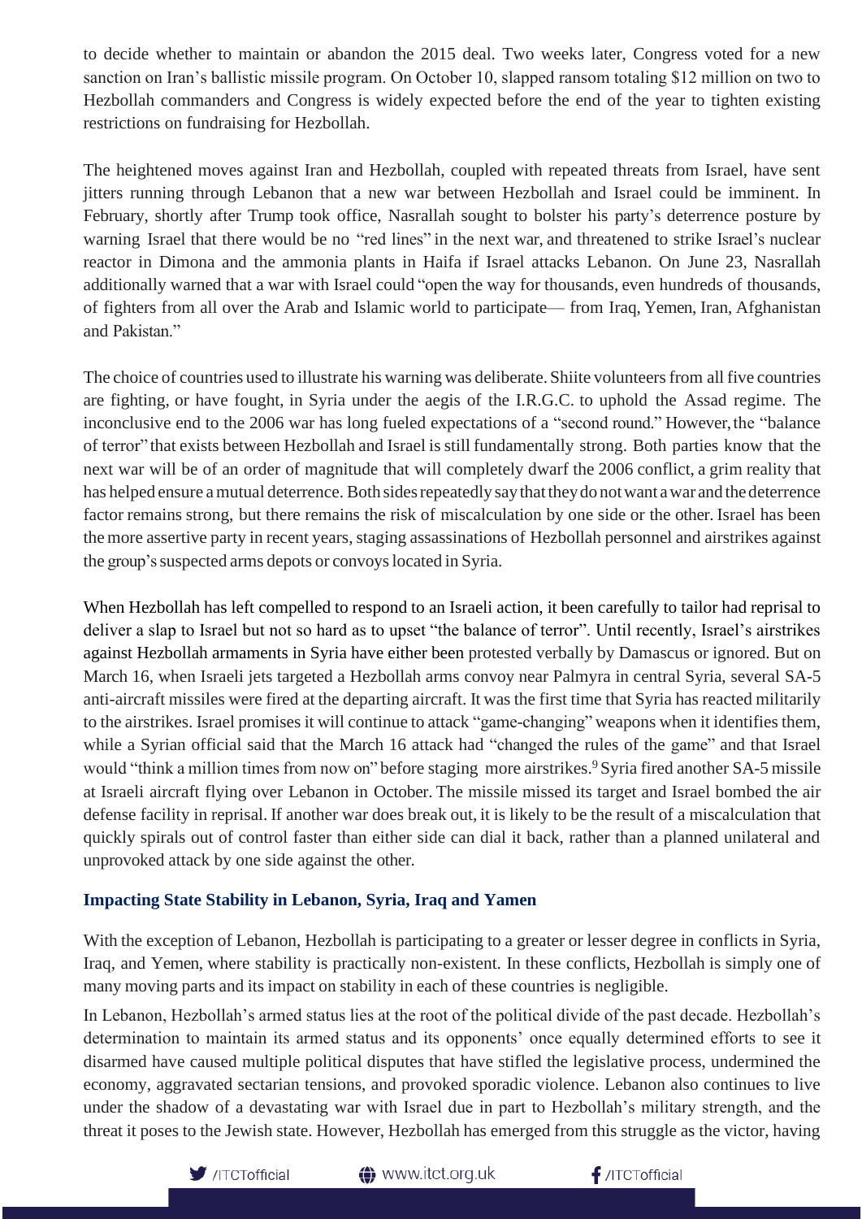to decide whether to maintain or abandon the 2015 deal. Two weeks later, Congress voted for a new sanction on Iran's ballistic missile program. On October 10, slapped ransom totaling $12 million on two to Hezbollah commanders and Congress is widely expected before the end of the year to tighten existing restrictions on fundraising for Hezbollah.

The heightened moves against Iran and Hezbollah, coupled with repeated threats from Israel, have sent jitters running through Lebanon that a new war between Hezbollah and Israel could be imminent. In February, shortly after Trump took office, Nasrallah sought to bolster his party's deterrence posture by warning Israel that there would be no "red lines" in the next war, and threatened to strike Israel's nuclear reactor in Dimona and the ammonia plants in Haifa if Israel attacks Lebanon. On June 23, Nasrallah additionally warned that a war with Israel could "open the way for thousands, even hundreds of thousands, of fighters from all over the Arab and Islamic world to participate— from Iraq, Yemen, Iran, Afghanistan and Pakistan."

The choice of countries used to illustrate his warning was deliberate. Shiite volunteers from all five countries are fighting, or have fought, in Syria under the aegis of the I.R.G.C. to uphold the Assad regime. The inconclusive end to the 2006 war has long fueled expectations of a "second round." However, the "balance of terror" that exists between Hezbollah and Israel is still fundamentally strong. Both parties know that the next war will be of an order of magnitude that will completely dwarf the 2006 conflict, a grim reality that has helped ensure a mutual deterrence. Both sides repeatedly say that they do not want a war and the deterrence factor remains strong, but there remains the risk of miscalculation by one side or the other. Israel has been the more assertive party in recent years, staging assassinations of Hezbollah personnel and airstrikes against the group's suspected arms depots or convoys located in Syria.

When Hezbollah has left compelled to respond to an Israeli action, it been carefully to tailor had reprisal to deliver a slap to Israel but not so hard as to upset "the balance of terror". Until recently, Israel's airstrikes against Hezbollah armaments in Syria have either been protested verbally by Damascus or ignored. But on March 16, when Israeli jets targeted a Hezbollah arms convoy near Palmyra in central Syria, several SA-5 anti-aircraft missiles were fired at the departing aircraft. It was the first time that Syria has reacted militarily to the airstrikes. Israel promises it will continue to attack "game-changing" weapons when it identifies them, while a Syrian official said that the March 16 attack had "changed the rules of the game" and that Israel would "think a million times from now on" before staging more airstrikes.[9] Syria fired another SA-5 missile at Israeli aircraft flying over Lebanon in October. The missile missed its target and Israel bombed the air defense facility in reprisal. If another war does break out, it is likely to be the result of a miscalculation that quickly spirals out of control faster than either side can dial it back, rather than a planned unilateral and unprovoked attack by one side against the other.

### Impacting State Stability in Lebanon, Syria, Iraq and Yamen

With the exception of Lebanon, Hezbollah is participating to a greater or lesser degree in conflicts in Syria, Iraq, and Yemen, where stability is practically non-existent. In these conflicts, Hezbollah is simply one of many moving parts and its impact on stability in each of these countries is negligible.

In Lebanon, Hezbollah's armed status lies at the root of the political divide of the past decade. Hezbollah's determination to maintain its armed status and its opponents' once equally determined efforts to see it disarmed have caused multiple political disputes that have stifled the legislative process, undermined the economy, aggravated sectarian tensions, and provoked sporadic violence. Lebanon also continues to live under the shadow of a devastating war with Israel due in part to Hezbollah's military strength, and the threat it poses to the Jewish state. However, Hezbollah has emerged from this struggle as the victor, having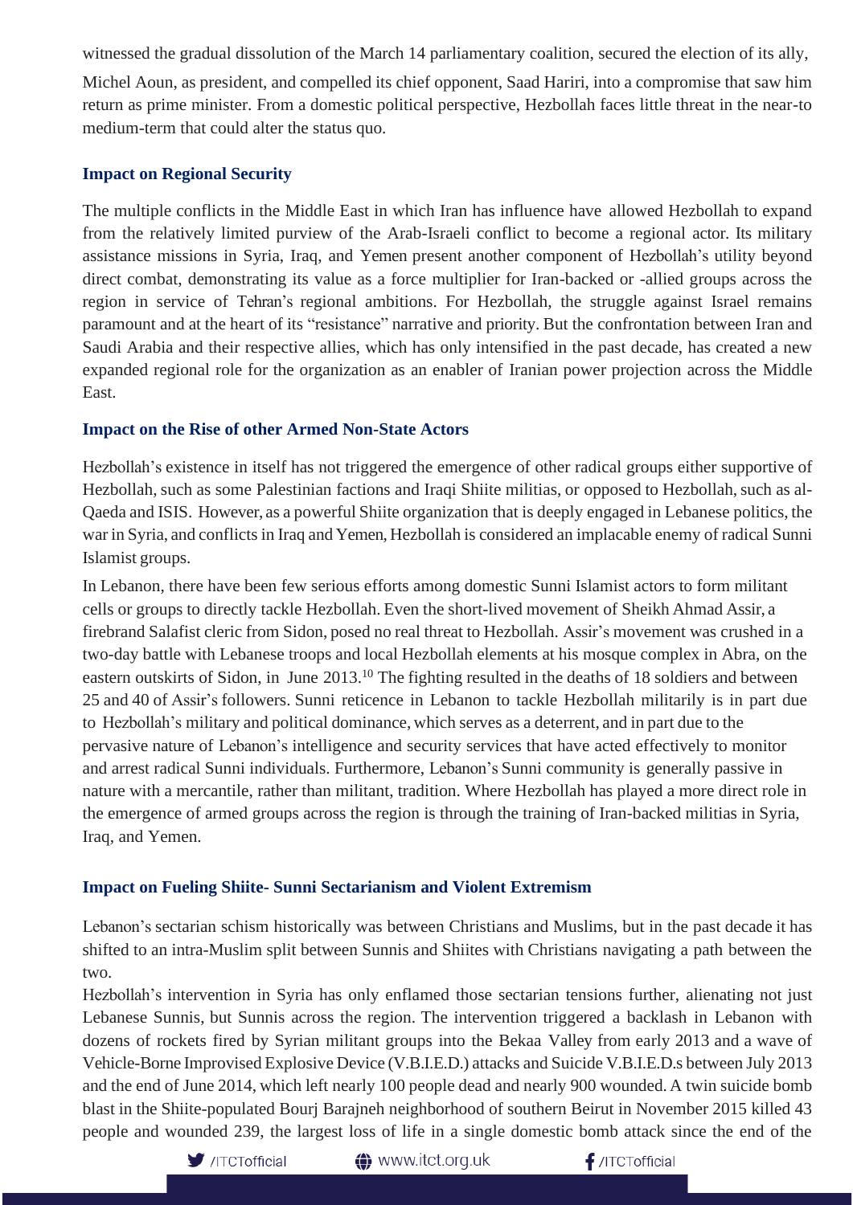witnessed the gradual dissolution of the March 14 parliamentary coalition, secured the election of its ally, Michel Aoun, as president, and compelled its chief opponent, Saad Hariri, into a compromise that saw him return as prime minister. From a domestic political perspective, Hezbollah faces little threat in the near-to medium-term that could alter the status quo.

### Impact on Regional Security

The multiple conflicts in the Middle East in which Iran has influence have allowed Hezbollah to expand from the relatively limited purview of the Arab-Israeli conflict to become a regional actor. Its military assistance missions in Syria, Iraq, and Yemen present another component of Hezbollah's utility beyond direct combat, demonstrating its value as a force multiplier for Iran-backed or -allied groups across the region in service of Tehran's regional ambitions. For Hezbollah, the struggle against Israel remains paramount and at the heart of its "resistance" narrative and priority. But the confrontation between Iran and Saudi Arabia and their respective allies, which has only intensified in the past decade, has created a new expanded regional role for the organization as an enabler of Iranian power projection across the Middle East.

### Impact on the Rise of other Armed Non-State Actors

Hezbollah's existence in itself has not triggered the emergence of other radical groups either supportive of Hezbollah, such as some Palestinian factions and Iraqi Shiite militias, or opposed to Hezbollah, such as al-Qaeda and ISIS. However, as a powerful Shiite organization that is deeply engaged in Lebanese politics, the war in Syria, and conflicts in Iraq and Yemen, Hezbollah is considered an implacable enemy of radical Sunni Islamist groups.

In Lebanon, there have been few serious efforts among domestic Sunni Islamist actors to form militant cells or groups to directly tackle Hezbollah. Even the short-lived movement of Sheikh Ahmad Assir, a firebrand Salafist cleric from Sidon, posed no real threat to Hezbollah. Assir's movement was crushed in a two-day battle with Lebanese troops and local Hezbollah elements at his mosque complex in Abra, on the eastern outskirts of Sidon, in June 2013.[10] The fighting resulted in the deaths of 18 soldiers and between 25 and 40 of Assir's followers. Sunni reticence in Lebanon to tackle Hezbollah militarily is in part due to Hezbollah's military and political dominance, which serves as a deterrent, and in part due to the pervasive nature of Lebanon's intelligence and security services that have acted effectively to monitor and arrest radical Sunni individuals. Furthermore, Lebanon's Sunni community is generally passive in nature with a mercantile, rather than militant, tradition. Where Hezbollah has played a more direct role in the emergence of armed groups across the region is through the training of Iran-backed militias in Syria, Iraq, and Yemen.

### Impact on Fueling Shiite- Sunni Sectarianism and Violent Extremism

Lebanon's sectarian schism historically was between Christians and Muslims, but in the past decade it has shifted to an intra-Muslim split between Sunnis and Shiites with Christians navigating a path between the two.

Hezbollah's intervention in Syria has only enflamed those sectarian tensions further, alienating not just Lebanese Sunnis, but Sunnis across the region. The intervention triggered a backlash in Lebanon with dozens of rockets fired by Syrian militant groups into the Bekaa Valley from early 2013 and a wave of Vehicle-Borne Improvised Explosive Device (V.B.I.E.D.) attacks and Suicide V.B.I.E.D.s between July 2013 and the end of June 2014, which left nearly 100 people dead and nearly 900 wounded. A twin suicide bomb blast in the Shiite-populated Bourj Barajneh neighborhood of southern Beirut in November 2015 killed 43 people and wounded 239, the largest loss of life in a single domestic bomb attack since the end of the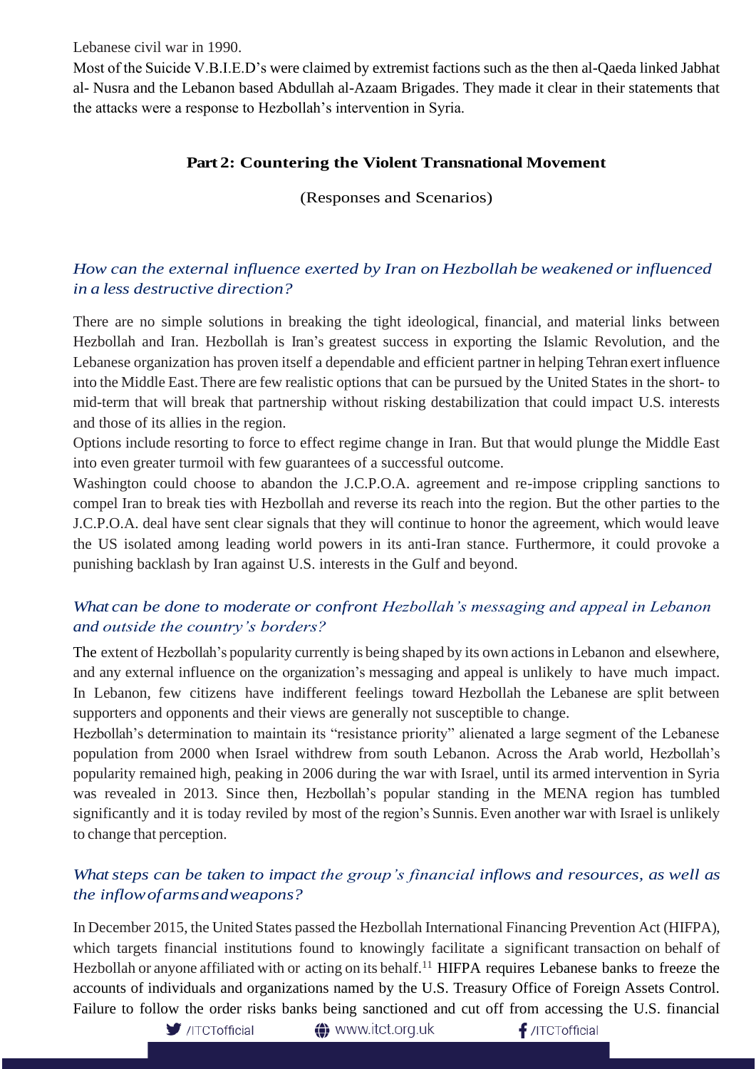Lebanese civil war in 1990.

Most of the Suicide V.B.I.E.D's were claimed by extremist factions such as the then al-Qaeda linked Jabhat al- Nusra and the Lebanon based Abdullah al-Azaam Brigades. They made it clear in their statements that the attacks were a response to Hezbollah's intervention in Syria.

## Part 2: Countering the Violent Transnational Movement

(Responses and Scenarios)

### *How can the external influence exerted by Iran on Hezbollah be weakened or influenced in a less destructive direction?*

There are no simple solutions in breaking the tight ideological, financial, and material links between Hezbollah and Iran. Hezbollah is Iran's greatest success in exporting the Islamic Revolution, and the Lebanese organization has proven itself a dependable and efficient partner in helping Tehran exert influence into the Middle East. There are few realistic options that can be pursued by the United States in the short- to mid-term that will break that partnership without risking destabilization that could impact U.S. interests and those of its allies in the region.

Options include resorting to force to effect regime change in Iran. But that would plunge the Middle East into even greater turmoil with few guarantees of a successful outcome.

Washington could choose to abandon the J.C.P.O.A. agreement and re-impose crippling sanctions to compel Iran to break ties with Hezbollah and reverse its reach into the region. But the other parties to the J.C.P.O.A. deal have sent clear signals that they will continue to honor the agreement, which would leave the US isolated among leading world powers in its anti-Iran stance. Furthermore, it could provoke a punishing backlash by Iran against U.S. interests in the Gulf and beyond.

### *What can be done to moderate or confront Hezbollah's messaging and appeal in Lebanon and outside the country's borders?*

The extent of Hezbollah's popularity currently is being shaped by its own actions in Lebanon and elsewhere, and any external influence on the organization's messaging and appeal is unlikely to have much impact. In Lebanon, few citizens have indifferent feelings toward Hezbollah the Lebanese are split between supporters and opponents and their views are generally not susceptible to change.

Hezbollah's determination to maintain its "resistance priority" alienated a large segment of the Lebanese population from 2000 when Israel withdrew from south Lebanon. Across the Arab world, Hezbollah's popularity remained high, peaking in 2006 during the war with Israel, until its armed intervention in Syria was revealed in 2013. Since then, Hezbollah's popular standing in the MENA region has tumbled significantly and it is today reviled by most of the region's Sunnis. Even another war with Israel is unlikely to change that perception.

### *What steps can be taken to impact the group's financial inflows and resources, as well as the inflow of arms and weapons?*

In December 2015, the United States passed the Hezbollah International Financing Prevention Act (HIFPA), which targets financial institutions found to knowingly facilitate a significant transaction on behalf of Hezbollah or anyone affiliated with or acting on its behalf.[11] HIFPA requires Lebanese banks to freeze the accounts of individuals and organizations named by the U.S. Treasury Office of Foreign Assets Control. Failure to follow the order risks banks being sanctioned and cut off from accessing the U.S. financial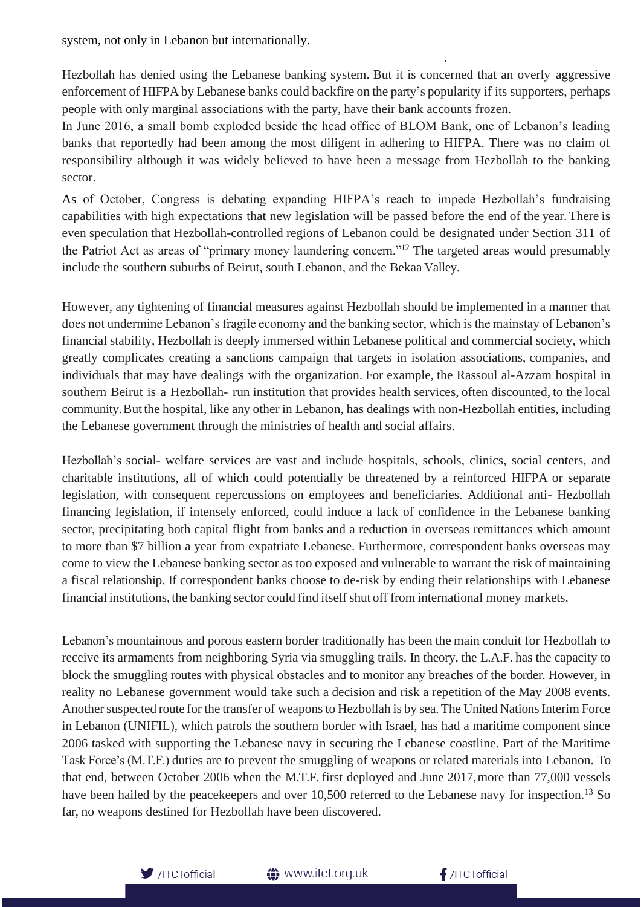system, not only in Lebanon but internationally.

Hezbollah has denied using the Lebanese banking system. But it is concerned that an overly aggressive enforcement of HIFPA by Lebanese banks could backfire on the party's popularity if its supporters, perhaps people with only marginal associations with the party, have their bank accounts frozen.

In June 2016, a small bomb exploded beside the head office of BLOM Bank, one of Lebanon's leading banks that reportedly had been among the most diligent in adhering to HIFPA. There was no claim of responsibility although it was widely believed to have been a message from Hezbollah to the banking sector.

As of October, Congress is debating expanding HIFPA's reach to impede Hezbollah's fundraising capabilities with high expectations that new legislation will be passed before the end of the year. There is even speculation that Hezbollah-controlled regions of Lebanon could be designated under Section 311 of the Patriot Act as areas of "primary money laundering concern."[12] The targeted areas would presumably include the southern suburbs of Beirut, south Lebanon, and the Bekaa Valley.

However, any tightening of financial measures against Hezbollah should be implemented in a manner that does not undermine Lebanon's fragile economy and the banking sector, which is the mainstay of Lebanon's financial stability, Hezbollah is deeply immersed within Lebanese political and commercial society, which greatly complicates creating a sanctions campaign that targets in isolation associations, companies, and individuals that may have dealings with the organization. For example, the Rassoul al-Azzam hospital in southern Beirut is a Hezbollah- run institution that provides health services, often discounted, to the local community. But the hospital, like any other in Lebanon, has dealings with non-Hezbollah entities, including the Lebanese government through the ministries of health and social affairs.

Hezbollah's social- welfare services are vast and include hospitals, schools, clinics, social centers, and charitable institutions, all of which could potentially be threatened by a reinforced HIFPA or separate legislation, with consequent repercussions on employees and beneficiaries. Additional anti- Hezbollah financing legislation, if intensely enforced, could induce a lack of confidence in the Lebanese banking sector, precipitating both capital flight from banks and a reduction in overseas remittances which amount to more than $7 billion a year from expatriate Lebanese. Furthermore, correspondent banks overseas may come to view the Lebanese banking sector as too exposed and vulnerable to warrant the risk of maintaining a fiscal relationship. If correspondent banks choose to de-risk by ending their relationships with Lebanese financial institutions, the banking sector could find itself shut off from international money markets.

Lebanon's mountainous and porous eastern border traditionally has been the main conduit for Hezbollah to receive its armaments from neighboring Syria via smuggling trails. In theory, the L.A.F. has the capacity to block the smuggling routes with physical obstacles and to monitor any breaches of the border. However, in reality no Lebanese government would take such a decision and risk a repetition of the May 2008 events. Another suspected route for the transfer of weapons to Hezbollah is by sea. The United Nations Interim Force in Lebanon (UNIFIL), which patrols the southern border with Israel, has had a maritime component since 2006 tasked with supporting the Lebanese navy in securing the Lebanese coastline. Part of the Maritime Task Force's (M.T.F.) duties are to prevent the smuggling of weapons or related materials into Lebanon. To that end, between October 2006 when the M.T.F. first deployed and June 2017, more than 77,000 vessels have been hailed by the peacekeepers and over 10,500 referred to the Lebanese navy for inspection.[13] So far, no weapons destined for Hezbollah have been discovered.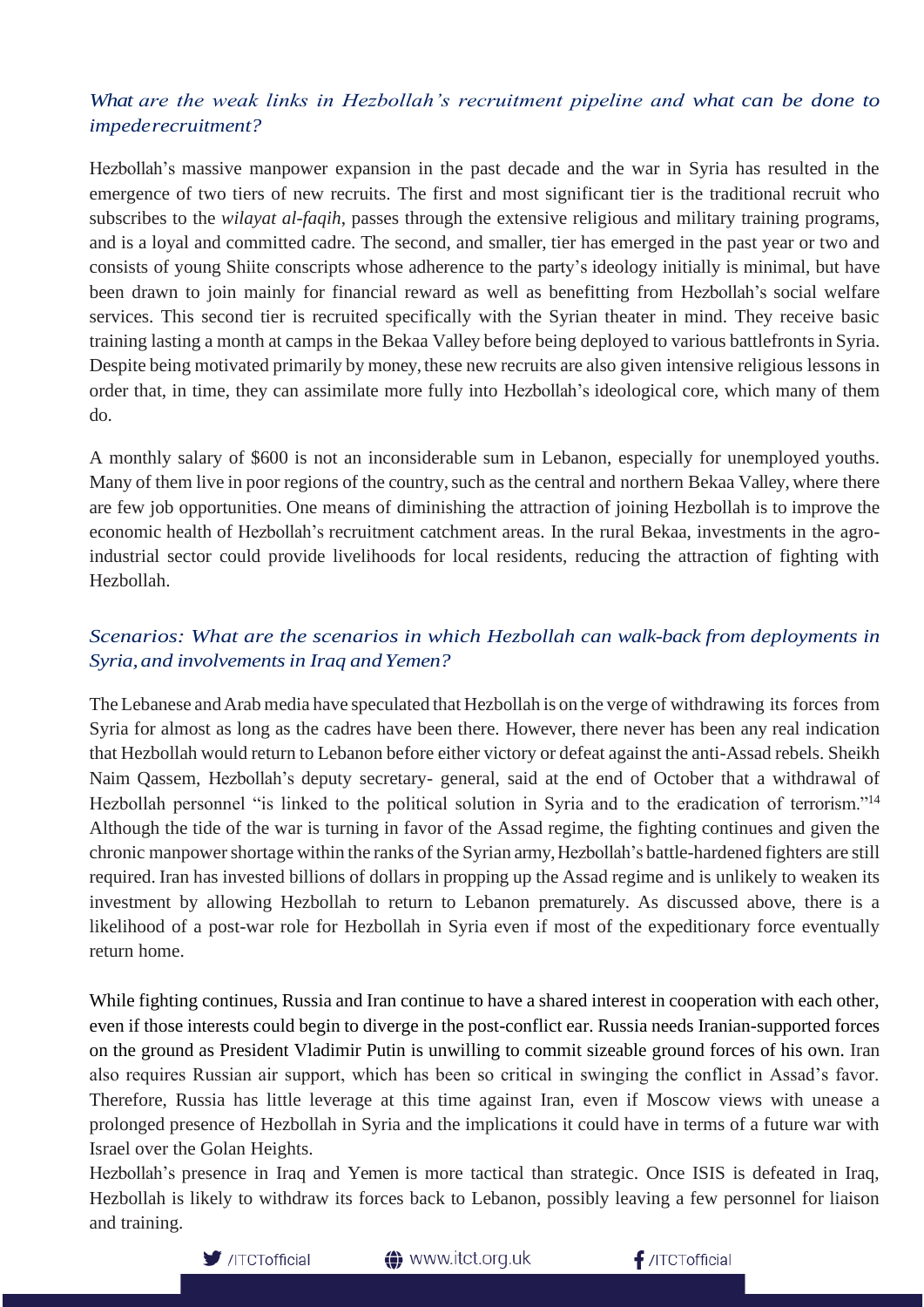### *What are the weak links in Hezbollah's recruitment pipeline and what can be done to impederecruitment?*

Hezbollah's massive manpower expansion in the past decade and the war in Syria has resulted in the emergence of two tiers of new recruits. The first and most significant tier is the traditional recruit who subscribes to the *wilayat al-faqih*, passes through the extensive religious and military training programs, and is a loyal and committed cadre. The second, and smaller, tier has emerged in the past year or two and consists of young Shiite conscripts whose adherence to the party's ideology initially is minimal, but have been drawn to join mainly for financial reward as well as benefitting from Hezbollah's social welfare services. This second tier is recruited specifically with the Syrian theater in mind. They receive basic training lasting a month at camps in the Bekaa Valley before being deployed to various battlefronts in Syria. Despite being motivated primarily by money, these new recruits are also given intensive religious lessons in order that, in time, they can assimilate more fully into Hezbollah's ideological core, which many of them do.

A monthly salary of $600 is not an inconsiderable sum in Lebanon, especially for unemployed youths. Many of them live in poor regions of the country, such as the central and northern Bekaa Valley, where there are few job opportunities. One means of diminishing the attraction of joining Hezbollah is to improve the economic health of Hezbollah's recruitment catchment areas. In the rural Bekaa, investments in the agro-industrial sector could provide livelihoods for local residents, reducing the attraction of fighting with Hezbollah.

### *Scenarios: What are the scenarios in which Hezbollah can walk-back from deployments in Syria, and involvements in Iraq and Yemen?*

The Lebanese and Arab media have speculated that Hezbollah is on the verge of withdrawing its forces from Syria for almost as long as the cadres have been there. However, there never has been any real indication that Hezbollah would return to Lebanon before either victory or defeat against the anti-Assad rebels. Sheikh Naim Qassem, Hezbollah's deputy secretary- general, said at the end of October that a withdrawal of Hezbollah personnel "is linked to the political solution in Syria and to the eradication of terrorism."[14] Although the tide of the war is turning in favor of the Assad regime, the fighting continues and given the chronic manpower shortage within the ranks of the Syrian army, Hezbollah's battle-hardened fighters are still required. Iran has invested billions of dollars in propping up the Assad regime and is unlikely to weaken its investment by allowing Hezbollah to return to Lebanon prematurely. As discussed above, there is a likelihood of a post-war role for Hezbollah in Syria even if most of the expeditionary force eventually return home.

While fighting continues, Russia and Iran continue to have a shared interest in cooperation with each other, even if those interests could begin to diverge in the post-conflict ear. Russia needs Iranian-supported forces on the ground as President Vladimir Putin is unwilling to commit sizeable ground forces of his own. Iran also requires Russian air support, which has been so critical in swinging the conflict in Assad's favor. Therefore, Russia has little leverage at this time against Iran, even if Moscow views with unease a prolonged presence of Hezbollah in Syria and the implications it could have in terms of a future war with Israel over the Golan Heights.

Hezbollah's presence in Iraq and Yemen is more tactical than strategic. Once ISIS is defeated in Iraq, Hezbollah is likely to withdraw its forces back to Lebanon, possibly leaving a few personnel for liaison and training.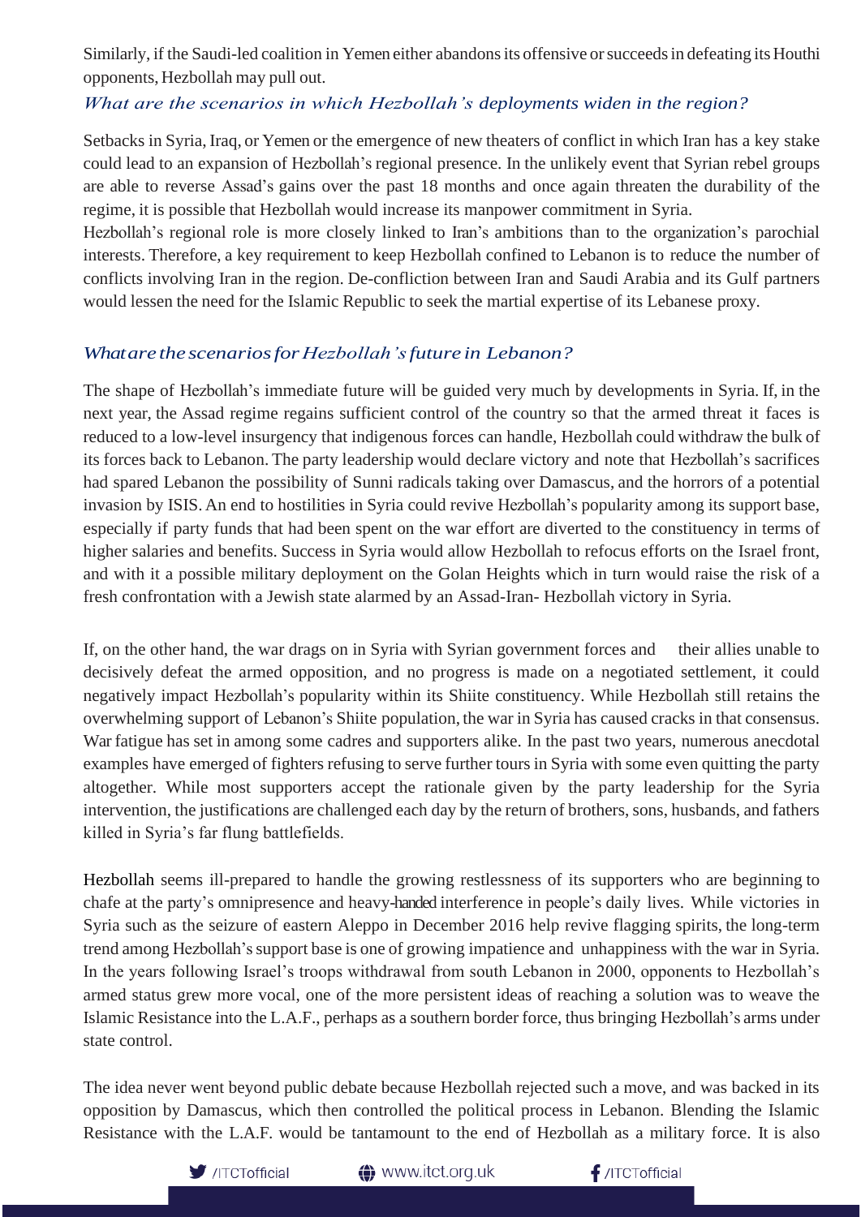Similarly, if the Saudi-led coalition in Yemen either abandons its offensive or succeeds in defeating its Houthi opponents, Hezbollah may pull out.

### *What are the scenarios in which Hezbollah's deployments widen in the region?*

Setbacks in Syria, Iraq, or Yemen or the emergence of new theaters of conflict in which Iran has a key stake could lead to an expansion of Hezbollah's regional presence. In the unlikely event that Syrian rebel groups are able to reverse Assad's gains over the past 18 months and once again threaten the durability of the regime, it is possible that Hezbollah would increase its manpower commitment in Syria.

Hezbollah's regional role is more closely linked to Iran's ambitions than to the organization's parochial interests. Therefore, a key requirement to keep Hezbollah confined to Lebanon is to reduce the number of conflicts involving Iran in the region. De-confliction between Iran and Saudi Arabia and its Gulf partners would lessen the need for the Islamic Republic to seek the martial expertise of its Lebanese proxy.

### *What are the scenarios for Hezbollah's future in Lebanon?*

The shape of Hezbollah's immediate future will be guided very much by developments in Syria. If, in the next year, the Assad regime regains sufficient control of the country so that the armed threat it faces is reduced to a low-level insurgency that indigenous forces can handle, Hezbollah could withdraw the bulk of its forces back to Lebanon. The party leadership would declare victory and note that Hezbollah's sacrifices had spared Lebanon the possibility of Sunni radicals taking over Damascus, and the horrors of a potential invasion by ISIS. An end to hostilities in Syria could revive Hezbollah's popularity among its support base, especially if party funds that had been spent on the war effort are diverted to the constituency in terms of higher salaries and benefits. Success in Syria would allow Hezbollah to refocus efforts on the Israel front, and with it a possible military deployment on the Golan Heights which in turn would raise the risk of a fresh confrontation with a Jewish state alarmed by an Assad-Iran- Hezbollah victory in Syria.

If, on the other hand, the war drags on in Syria with Syrian government forces and their allies unable to decisively defeat the armed opposition, and no progress is made on a negotiated settlement, it could negatively impact Hezbollah's popularity within its Shiite constituency. While Hezbollah still retains the overwhelming support of Lebanon's Shiite population, the war in Syria has caused cracks in that consensus. War fatigue has set in among some cadres and supporters alike. In the past two years, numerous anecdotal examples have emerged of fighters refusing to serve further tours in Syria with some even quitting the party altogether. While most supporters accept the rationale given by the party leadership for the Syria intervention, the justifications are challenged each day by the return of brothers, sons, husbands, and fathers killed in Syria's far flung battlefields.

Hezbollah seems ill-prepared to handle the growing restlessness of its supporters who are beginning to chafe at the party's omnipresence and heavy-handed interference in people's daily lives. While victories in Syria such as the seizure of eastern Aleppo in December 2016 help revive flagging spirits, the long-term trend among Hezbollah's support base is one of growing impatience and unhappiness with the war in Syria. In the years following Israel's troops withdrawal from south Lebanon in 2000, opponents to Hezbollah's armed status grew more vocal, one of the more persistent ideas of reaching a solution was to weave the Islamic Resistance into the L.A.F., perhaps as a southern border force, thus bringing Hezbollah's arms under state control.

The idea never went beyond public debate because Hezbollah rejected such a move, and was backed in its opposition by Damascus, which then controlled the political process in Lebanon. Blending the Islamic Resistance with the L.A.F. would be tantamount to the end of Hezbollah as a military force. It is also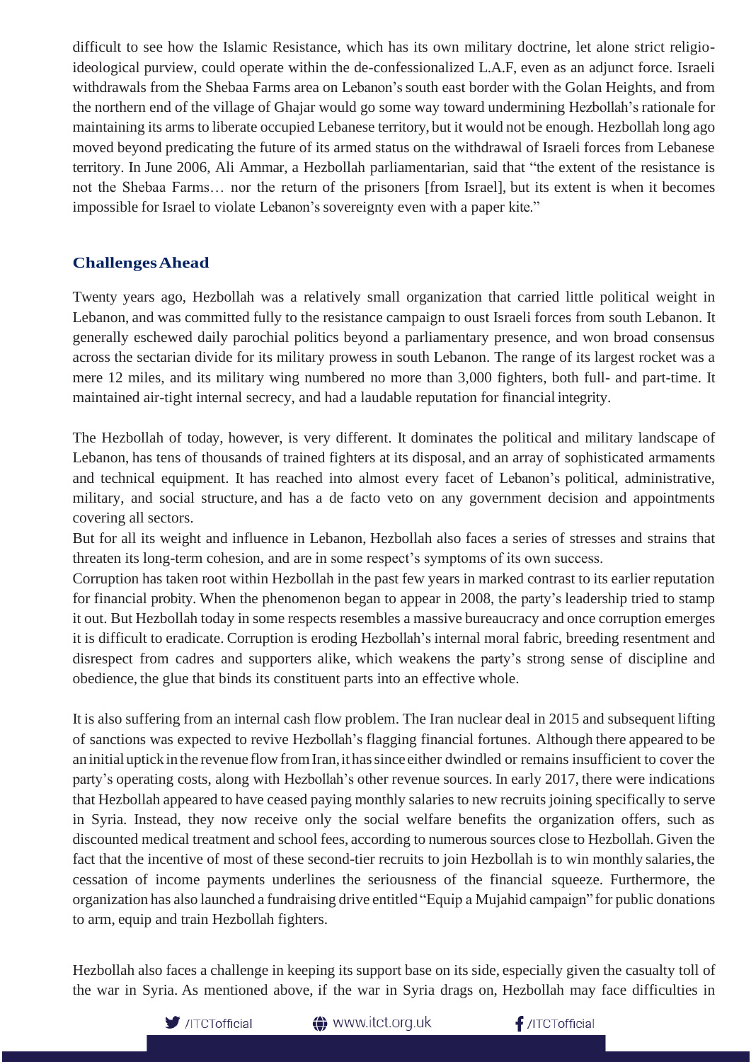difficult to see how the Islamic Resistance, which has its own military doctrine, let alone strict religio-ideological purview, could operate within the de-confessionalized L.A.F, even as an adjunct force. Israeli withdrawals from the Shebaa Farms area on Lebanon's south east border with the Golan Heights, and from the northern end of the village of Ghajar would go some way toward undermining Hezbollah's rationale for maintaining its arms to liberate occupied Lebanese territory, but it would not be enough. Hezbollah long ago moved beyond predicating the future of its armed status on the withdrawal of Israeli forces from Lebanese territory. In June 2006, Ali Ammar, a Hezbollah parliamentarian, said that "the extent of the resistance is not the Shebaa Farms… nor the return of the prisoners [from Israel], but its extent is when it becomes impossible for Israel to violate Lebanon's sovereignty even with a paper kite."

## Challenges Ahead

Twenty years ago, Hezbollah was a relatively small organization that carried little political weight in Lebanon, and was committed fully to the resistance campaign to oust Israeli forces from south Lebanon. It generally eschewed daily parochial politics beyond a parliamentary presence, and won broad consensus across the sectarian divide for its military prowess in south Lebanon. The range of its largest rocket was a mere 12 miles, and its military wing numbered no more than 3,000 fighters, both full- and part-time. It maintained air-tight internal secrecy, and had a laudable reputation for financial integrity.

The Hezbollah of today, however, is very different. It dominates the political and military landscape of Lebanon, has tens of thousands of trained fighters at its disposal, and an array of sophisticated armaments and technical equipment. It has reached into almost every facet of Lebanon's political, administrative, military, and social structure, and has a de facto veto on any government decision and appointments covering all sectors.

But for all its weight and influence in Lebanon, Hezbollah also faces a series of stresses and strains that threaten its long-term cohesion, and are in some respect's symptoms of its own success.

Corruption has taken root within Hezbollah in the past few years in marked contrast to its earlier reputation for financial probity. When the phenomenon began to appear in 2008, the party's leadership tried to stamp it out. But Hezbollah today in some respects resembles a massive bureaucracy and once corruption emerges it is difficult to eradicate. Corruption is eroding Hezbollah's internal moral fabric, breeding resentment and disrespect from cadres and supporters alike, which weakens the party's strong sense of discipline and obedience, the glue that binds its constituent parts into an effective whole.

It is also suffering from an internal cash flow problem. The Iran nuclear deal in 2015 and subsequent lifting of sanctions was expected to revive Hezbollah's flagging financial fortunes. Although there appeared to be an initial uptick in the revenue flow from Iran, it has since either dwindled or remains insufficient to cover the party's operating costs, along with Hezbollah's other revenue sources. In early 2017, there were indications that Hezbollah appeared to have ceased paying monthly salaries to new recruits joining specifically to serve in Syria. Instead, they now receive only the social welfare benefits the organization offers, such as discounted medical treatment and school fees, according to numerous sources close to Hezbollah. Given the fact that the incentive of most of these second-tier recruits to join Hezbollah is to win monthly salaries, the cessation of income payments underlines the seriousness of the financial squeeze. Furthermore, the organization has also launched a fundraising drive entitled "Equip a Mujahid campaign" for public donations to arm, equip and train Hezbollah fighters.

Hezbollah also faces a challenge in keeping its support base on its side, especially given the casualty toll of the war in Syria. As mentioned above, if the war in Syria drags on, Hezbollah may face difficulties in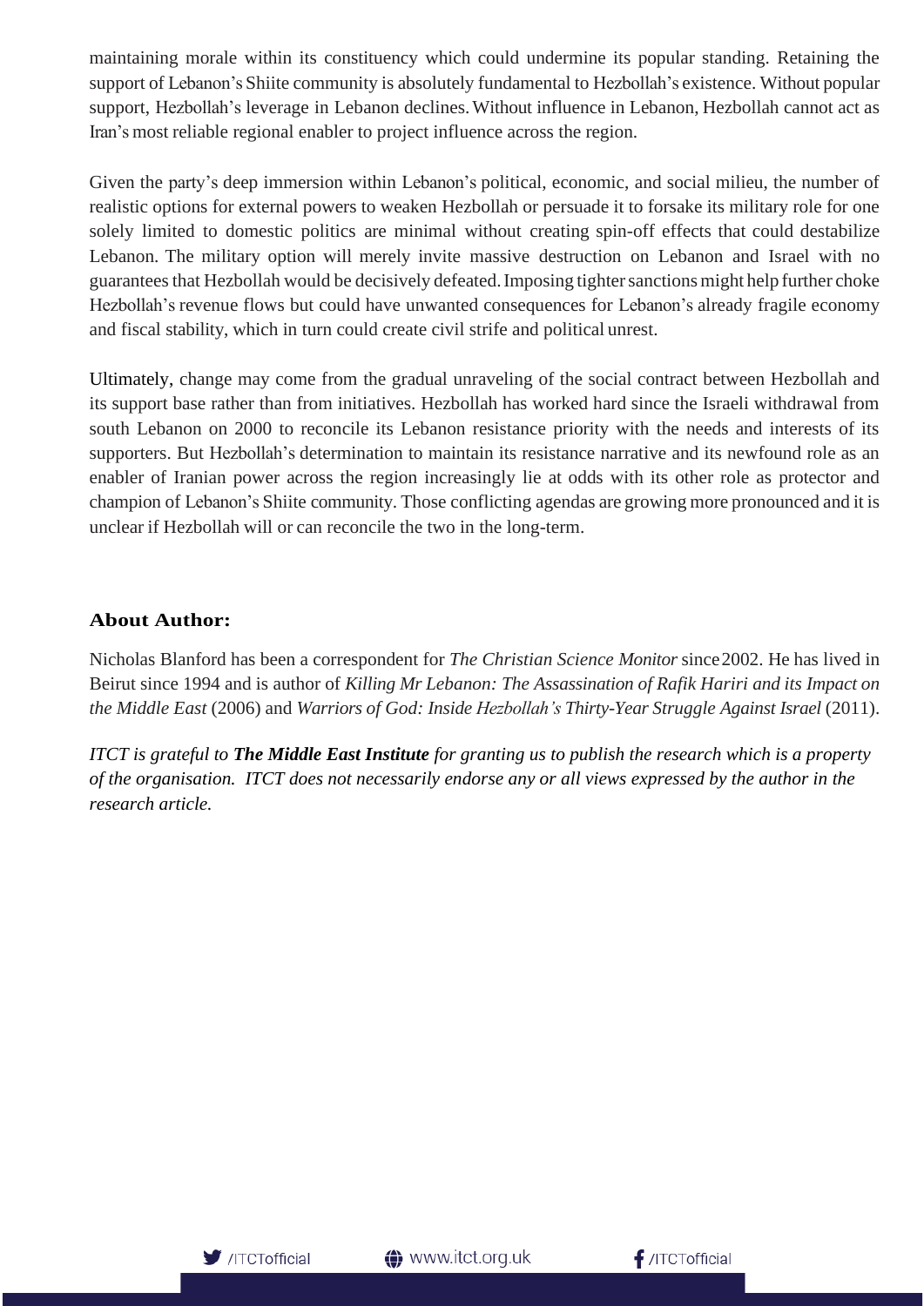maintaining morale within its constituency which could undermine its popular standing. Retaining the support of Lebanon's Shiite community is absolutely fundamental to Hezbollah's existence. Without popular support, Hezbollah's leverage in Lebanon declines. Without influence in Lebanon, Hezbollah cannot act as Iran's most reliable regional enabler to project influence across the region.

Given the party's deep immersion within Lebanon's political, economic, and social milieu, the number of realistic options for external powers to weaken Hezbollah or persuade it to forsake its military role for one solely limited to domestic politics are minimal without creating spin-off effects that could destabilize Lebanon. The military option will merely invite massive destruction on Lebanon and Israel with no guarantees that Hezbollah would be decisively defeated. Imposing tighter sanctions might help further choke Hezbollah's revenue flows but could have unwanted consequences for Lebanon's already fragile economy and fiscal stability, which in turn could create civil strife and political unrest.

Ultimately, change may come from the gradual unraveling of the social contract between Hezbollah and its support base rather than from initiatives. Hezbollah has worked hard since the Israeli withdrawal from south Lebanon on 2000 to reconcile its Lebanon resistance priority with the needs and interests of its supporters. But Hezbollah's determination to maintain its resistance narrative and its newfound role as an enabler of Iranian power across the region increasingly lie at odds with its other role as protector and champion of Lebanon's Shiite community. Those conflicting agendas are growing more pronounced and it is unclear if Hezbollah will or can reconcile the two in the long-term.

### About Author:

Nicholas Blanford has been a correspondent for *The Christian Science Monitor* since 2002. He has lived in Beirut since 1994 and is author of *Killing Mr Lebanon: The Assassination of Rafik Hariri and its Impact on the Middle East* (2006) and *Warriors of God: Inside Hezbollah's Thirty-Year Struggle Against Israel* (2011).

*ITCT is grateful to **The Middle East Institute** for granting us to publish the research which is a property of the organisation. ITCT does not necessarily endorse any or all views expressed by the author in the research article.*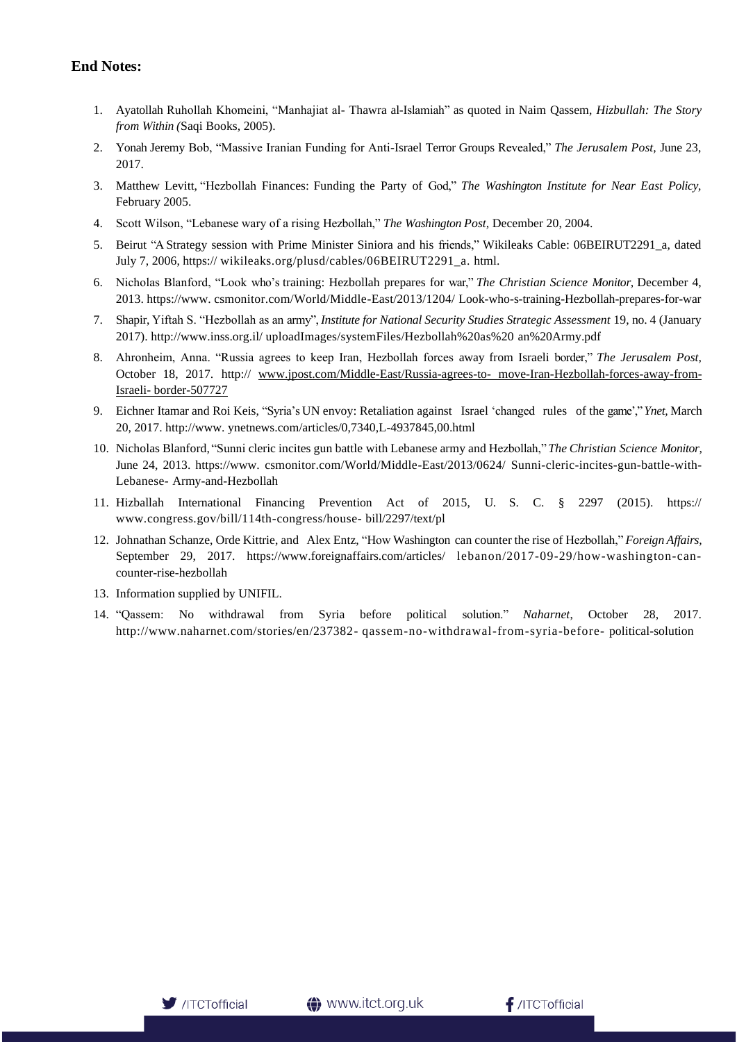## End Notes:

1. Ayatollah Ruhollah Khomeini, "Manhajiat al- Thawra al-Islamiah" as quoted in Naim Qassem, *Hizbullah: The Story from Within (*Saqi Books, 2005).
2. Yonah Jeremy Bob, "Massive Iranian Funding for Anti-Israel Terror Groups Revealed," *The Jerusalem Post,* June 23, 2017.
3. Matthew Levitt, "Hezbollah Finances: Funding the Party of God," *The Washington Institute for Near East Policy,* February 2005.
4. Scott Wilson, "Lebanese wary of a rising Hezbollah," *The Washington Post,* December 20, 2004.
5. Beirut "A Strategy session with Prime Minister Siniora and his friends," Wikileaks Cable: 06BEIRUT2291_a, dated July 7, 2006, https:// wikileaks.org/plusd/cables/06BEIRUT2291_a. html.
6. Nicholas Blanford, "Look who's training: Hezbollah prepares for war," *The Christian Science Monitor,* December 4, 2013. https://www. csmonitor.com/World/Middle-East/2013/1204/ Look-who-s-training-Hezbollah-prepares-for-war
7. Shapir, Yiftah S. "Hezbollah as an army", *Institute for National Security Studies Strategic Assessment* 19, no. 4 (January 2017). http://www.inss.org.il/ uploadImages/systemFiles/Hezbollah%20as%20 an%20Army.pdf
8. Ahronheim, Anna. "Russia agrees to keep Iran, Hezbollah forces away from Israeli border," *The Jerusalem Post,* October 18, 2017. http:// www.jpost.com/Middle-East/Russia-agrees-to- move-Iran-Hezbollah-forces-away-from-Israeli- border-507727
9. Eichner Itamar and Roi Keis, "Syria's UN envoy: Retaliation against Israel 'changed rules of the game'," *Ynet,* March 20, 2017. http://www. ynetnews.com/articles/0,7340,L-4937845,00.html
10. Nicholas Blanford, "Sunni cleric incites gun battle with Lebanese army and Hezbollah," *The Christian Science Monitor,* June 24, 2013. https://www. csmonitor.com/World/Middle-East/2013/0624/ Sunni-cleric-incites-gun-battle-with-Lebanese- Army-and-Hezbollah
11. Hizballah International Financing Prevention Act of 2015, U. S. C. § 2297 (2015). https:// www.congress.gov/bill/114th-congress/house- bill/2297/text/pl
12. Johnathan Schanze, Orde Kittrie, and Alex Entz, "How Washington can counter the rise of Hezbollah," *Foreign Affairs,* September 29, 2017. https://www.foreignaffairs.com/articles/ lebanon/2017-09-29/how-washington-can-counter-rise-hezbollah
13. Information supplied by UNIFIL.
14. "Qassem: No withdrawal from Syria before political solution." *Naharnet*, October 28, 2017. http://www.naharnet.com/stories/en/237382- qassem-no-withdrawal-from-syria-before- political-solution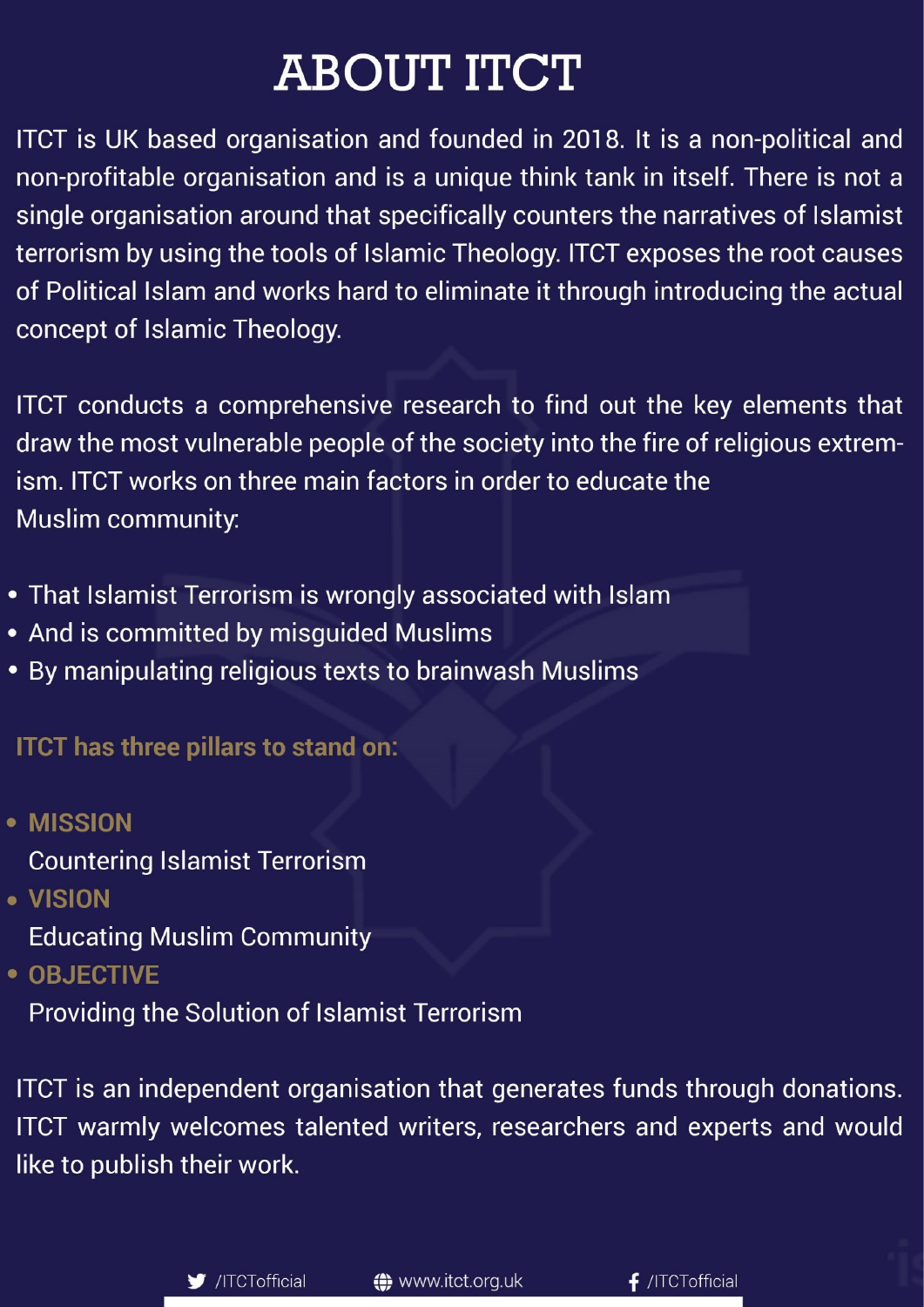# ABOUT ITCT

ITCT is UK based organisation and founded in 2018. It is a non-political and non-profitable organisation and is a unique think tank in itself. There is not a single organisation around that specifically counters the narratives of Islamist terrorism by using the tools of Islamic Theology. ITCT exposes the root causes of Political Islam and works hard to eliminate it through introducing the actual concept of Islamic Theology.

ITCT conducts a comprehensive research to find out the key elements that draw the most vulnerable people of the society into the fire of religious extremism. ITCT works on three main factors in order to educate the Muslim community:

- That Islamist Terrorism is wrongly associated with Islam
- And is committed by misguided Muslims
- By manipulating religious texts to brainwash Muslims

**ITCT has three pillars to stand on:**

- **MISSION**
  Countering Islamist Terrorism
- **VISION**
  Educating Muslim Community
- **OBJECTIVE**
  Providing the Solution of Islamist Terrorism

ITCT is an independent organisation that generates funds through donations. ITCT warmly welcomes talented writers, researchers and experts and would like to publish their work.

/ITCTofficial www.itct.org.uk /ITCTofficial